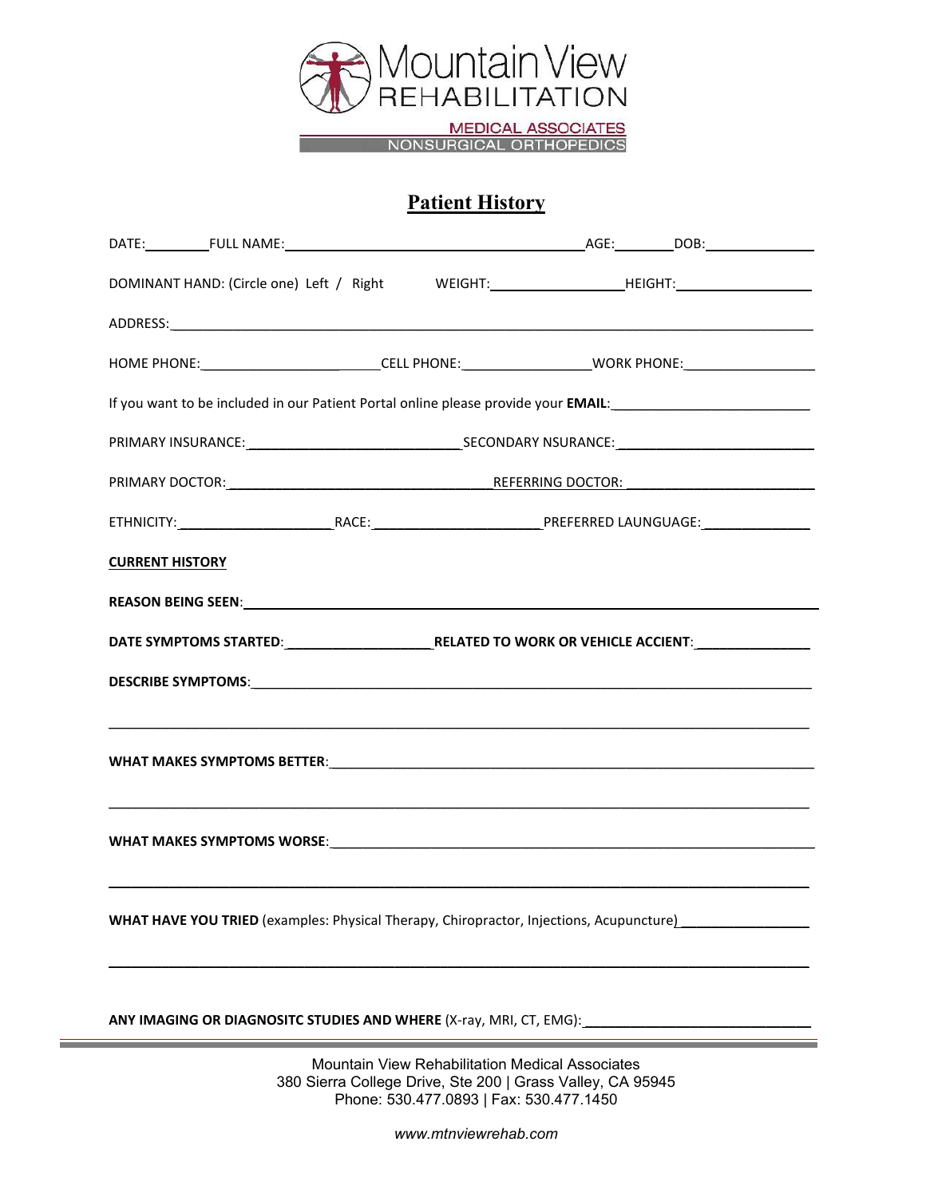Mountain View REHABILITATION

MEDICAL ASSOCIATES

NONSURGICAL ORTHOPEDICS

# Patient History

DATE:________ FULL NAME:________________________________________ AGE:________ DOB:______________

DOMINANT HAND: (Circle one) Left / Right WEIGHT:__________________ HEIGHT:__________________

ADDRESS:_______________________________________________________________________________

HOME PHONE:__________________________ CELL PHONE:_________________ WORK PHONE:_________________

If you want to be included in our Patient Portal online please provide your **EMAIL**:__________________________

PRIMARY INSURANCE:_____________________________ SECONDARY NSURANCE:__________________________

PRIMARY DOCTOR:_____________________________________ REFERRING DOCTOR: _________________________

ETHNICITY:_____________________ RACE:_______________________ PREFERRED LAUNGUAGE:______________

**CURRENT HISTORY**

**REASON BEING SEEN**:_________________________________________________________________________

**DATE SYMPTOMS STARTED**:____________________ **RELATED TO WORK OR VEHICLE ACCIENT**:_______________

**DESCRIBE SYMPTOMS**:_________________________________________________________________________

_______________________________________________________________________________________________

**WHAT MAKES SYMPTOMS BETTER**:________________________________________________________________

_______________________________________________________________________________________________

**WHAT MAKES SYMPTOMS WORSE**:_________________________________________________________________

_______________________________________________________________________________________________

**WHAT HAVE YOU TRIED** (examples: Physical Therapy, Chiropractor, Injections, Acupuncture)_________________

_______________________________________________________________________________________________

**ANY IMAGING OR DIAGNOSITC STUDIES AND WHERE** (X-ray, MRI, CT, EMG):______________________________

Mountain View Rehabilitation Medical Associates
380 Sierra College Drive, Ste 200 | Grass Valley, CA 95945
Phone: 530.477.0893 | Fax: 530.477.1450

*www.mtnviewrehab.com*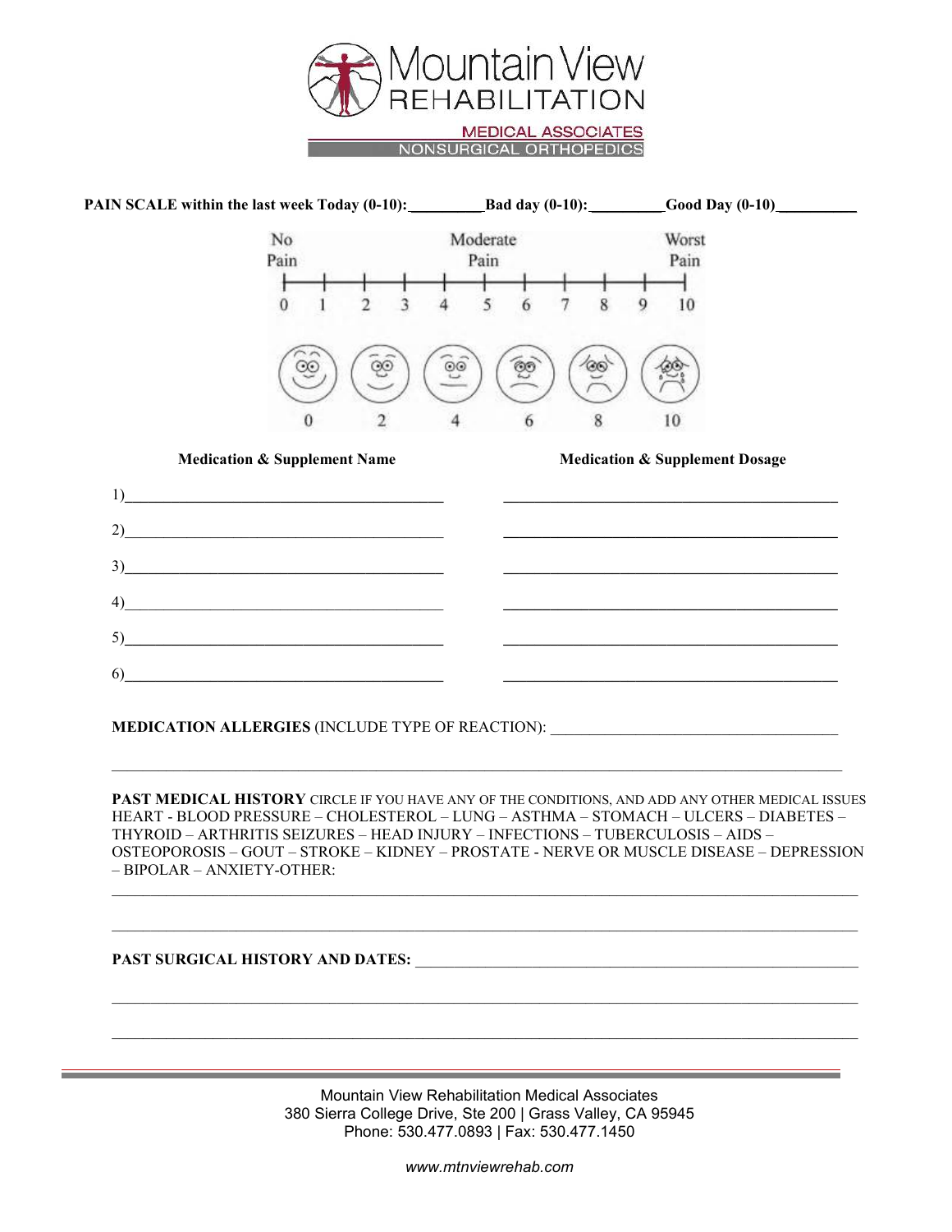**Mountain View REHABILITATION**

MEDICAL ASSOCIATES
NONSURGICAL ORTHOPEDICS

**PAIN SCALE within the last week Today (0-10):\_\_\_\_\_\_\_\_\_Bad day (0-10):\_\_\_\_\_\_\_\_\_Good Day (0-10)\_\_\_\_\_\_\_\_\_\_**

No Pain — Moderate Pain — Worst Pain

0 1 2 3 4 5 6 7 8 9 10

0 2 4 6 8 10

| Medication & Supplement Name | Medication & Supplement Dosage |
|---|---|
| 1)\_\_\_\_\_\_\_\_\_\_\_\_\_\_\_\_\_\_\_\_\_\_\_\_\_\_\_\_ | \_\_\_\_\_\_\_\_\_\_\_\_\_\_\_\_\_\_\_\_\_\_\_\_\_\_\_\_ |
| 2)\_\_\_\_\_\_\_\_\_\_\_\_\_\_\_\_\_\_\_\_\_\_\_\_\_\_\_\_ | \_\_\_\_\_\_\_\_\_\_\_\_\_\_\_\_\_\_\_\_\_\_\_\_\_\_\_\_ |
| 3)\_\_\_\_\_\_\_\_\_\_\_\_\_\_\_\_\_\_\_\_\_\_\_\_\_\_\_\_ | \_\_\_\_\_\_\_\_\_\_\_\_\_\_\_\_\_\_\_\_\_\_\_\_\_\_\_\_ |
| 4)\_\_\_\_\_\_\_\_\_\_\_\_\_\_\_\_\_\_\_\_\_\_\_\_\_\_\_\_ | \_\_\_\_\_\_\_\_\_\_\_\_\_\_\_\_\_\_\_\_\_\_\_\_\_\_\_\_ |
| 5)\_\_\_\_\_\_\_\_\_\_\_\_\_\_\_\_\_\_\_\_\_\_\_\_\_\_\_\_ | \_\_\_\_\_\_\_\_\_\_\_\_\_\_\_\_\_\_\_\_\_\_\_\_\_\_\_\_ |
| 6)\_\_\_\_\_\_\_\_\_\_\_\_\_\_\_\_\_\_\_\_\_\_\_\_\_\_\_\_ | \_\_\_\_\_\_\_\_\_\_\_\_\_\_\_\_\_\_\_\_\_\_\_\_\_\_\_\_ |

**MEDICATION ALLERGIES** (INCLUDE TYPE OF REACTION): \_\_\_\_\_\_\_\_\_\_\_\_\_\_\_\_\_\_\_\_\_\_\_\_\_\_\_\_\_\_\_\_\_\_\_\_

\_\_\_\_\_\_\_\_\_\_\_\_\_\_\_\_\_\_\_\_\_\_\_\_\_\_\_\_\_\_\_\_\_\_\_\_\_\_\_\_\_\_\_\_\_\_\_\_\_\_\_\_\_\_\_\_\_\_\_\_\_\_\_\_\_\_\_\_\_\_\_\_\_\_\_\_\_\_\_\_

**PAST MEDICAL HISTORY** CIRCLE IF YOU HAVE ANY OF THE CONDITIONS, AND ADD ANY OTHER MEDICAL ISSUES
HEART - BLOOD PRESSURE – CHOLESTEROL – LUNG – ASTHMA – STOMACH – ULCERS – DIABETES – THYROID – ARTHRITIS SEIZURES – HEAD INJURY – INFECTIONS – TUBERCULOSIS – AIDS – OSTEOPOROSIS – GOUT – STROKE – KIDNEY – PROSTATE - NERVE OR MUSCLE DISEASE – DEPRESSION – BIPOLAR – ANXIETY-OTHER:

\_\_\_\_\_\_\_\_\_\_\_\_\_\_\_\_\_\_\_\_\_\_\_\_\_\_\_\_\_\_\_\_\_\_\_\_\_\_\_\_\_\_\_\_\_\_\_\_\_\_\_\_\_\_\_\_\_\_\_\_\_\_\_\_\_\_\_\_\_\_\_\_\_\_\_\_\_\_\_\_

\_\_\_\_\_\_\_\_\_\_\_\_\_\_\_\_\_\_\_\_\_\_\_\_\_\_\_\_\_\_\_\_\_\_\_\_\_\_\_\_\_\_\_\_\_\_\_\_\_\_\_\_\_\_\_\_\_\_\_\_\_\_\_\_\_\_\_\_\_\_\_\_\_\_\_\_\_\_\_\_

**PAST SURGICAL HISTORY AND DATES:** \_\_\_\_\_\_\_\_\_\_\_\_\_\_\_\_\_\_\_\_\_\_\_\_\_\_\_\_\_\_\_\_\_\_\_\_\_\_\_\_\_\_\_\_\_\_\_\_

\_\_\_\_\_\_\_\_\_\_\_\_\_\_\_\_\_\_\_\_\_\_\_\_\_\_\_\_\_\_\_\_\_\_\_\_\_\_\_\_\_\_\_\_\_\_\_\_\_\_\_\_\_\_\_\_\_\_\_\_\_\_\_\_\_\_\_\_\_\_\_\_\_\_\_\_\_\_\_\_

\_\_\_\_\_\_\_\_\_\_\_\_\_\_\_\_\_\_\_\_\_\_\_\_\_\_\_\_\_\_\_\_\_\_\_\_\_\_\_\_\_\_\_\_\_\_\_\_\_\_\_\_\_\_\_\_\_\_\_\_\_\_\_\_\_\_\_\_\_\_\_\_\_\_\_\_\_\_\_\_

Mountain View Rehabilitation Medical Associates
380 Sierra College Drive, Ste 200 | Grass Valley, CA 95945
Phone: 530.477.0893 | Fax: 530.477.1450

*www.mtnviewrehab.com*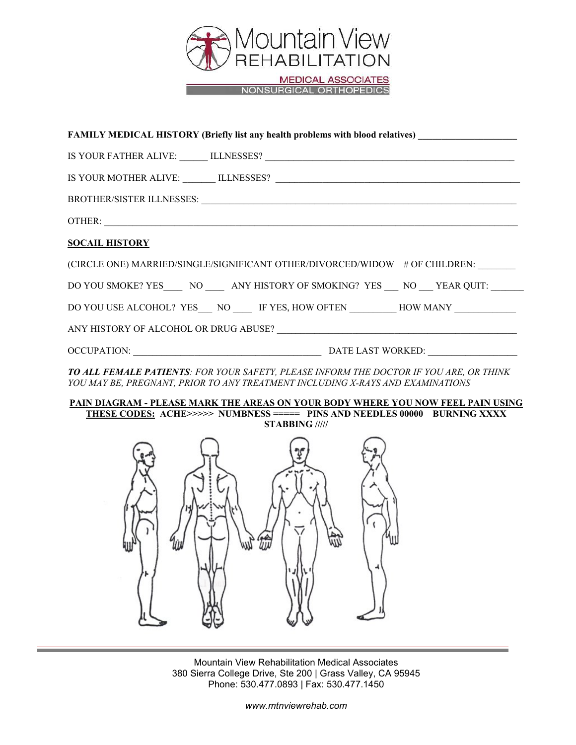Mountain View
REHABILITATION
MEDICAL ASSOCIATES
NONSURGICAL ORTHOPEDICS

**FAMILY MEDICAL HISTORY (Briefly list any health problems with blood relatives) \_\_\_\_\_\_\_\_\_\_\_\_\_\_\_\_\_\_\_\_**

IS YOUR FATHER ALIVE: \_\_\_\_\_\_ ILLNESSES? \_\_\_\_\_\_\_\_\_\_\_\_\_\_\_\_\_\_\_\_\_\_\_\_\_\_\_\_\_\_\_\_\_\_\_\_\_\_\_\_\_\_\_\_\_\_\_\_\_\_

IS YOUR MOTHER ALIVE: \_\_\_\_\_\_\_ ILLNESSES? \_\_\_\_\_\_\_\_\_\_\_\_\_\_\_\_\_\_\_\_\_\_\_\_\_\_\_\_\_\_\_\_\_\_\_\_\_\_\_\_\_\_\_\_\_\_\_\_\_\_

BROTHER/SISTER ILLNESSES: \_\_\_\_\_\_\_\_\_\_\_\_\_\_\_\_\_\_\_\_\_\_\_\_\_\_\_\_\_\_\_\_\_\_\_\_\_\_\_\_\_\_\_\_\_\_\_\_\_\_\_\_\_\_\_\_\_\_\_\_\_\_\_\_

OTHER: \_\_\_\_\_\_\_\_\_\_\_\_\_\_\_\_\_\_\_\_\_\_\_\_\_\_\_\_\_\_\_\_\_\_\_\_\_\_\_\_\_\_\_\_\_\_\_\_\_\_\_\_\_\_\_\_\_\_\_\_\_\_\_\_\_\_\_\_\_\_\_\_\_\_\_\_\_\_\_\_\_\_\_\_

**SOCAIL HISTORY**

(CIRCLE ONE) MARRIED/SINGLE/SIGNIFICANT OTHER/DIVORCED/WIDOW # OF CHILDREN: \_\_\_\_\_\_\_\_

DO YOU SMOKE? YES\_\_\_\_ NO \_\_\_\_ ANY HISTORY OF SMOKING? YES \_\_\_ NO \_\_\_ YEAR QUIT: \_\_\_\_\_\_\_

DO YOU USE ALCOHOL? YES\_\_\_ NO \_\_\_\_ IF YES, HOW OFTEN \_\_\_\_\_\_\_\_\_\_ HOW MANY \_\_\_\_\_\_\_\_\_\_\_\_\_

ANY HISTORY OF ALCOHOL OR DRUG ABUSE? \_\_\_\_\_\_\_\_\_\_\_\_\_\_\_\_\_\_\_\_\_\_\_\_\_\_\_\_\_\_\_\_\_\_\_\_\_\_\_\_\_\_\_\_\_\_\_\_\_\_

OCCUPATION: \_\_\_\_\_\_\_\_\_\_\_\_\_\_\_\_\_\_\_\_\_\_\_\_\_\_\_\_\_\_\_\_\_\_\_\_\_\_\_\_ DATE LAST WORKED: \_\_\_\_\_\_\_\_\_\_\_\_\_\_\_\_\_\_\_

***TO ALL FEMALE PATIENTS****: FOR YOUR SAFETY, PLEASE INFORM THE DOCTOR IF YOU ARE, OR THINK YOU MAY BE, PREGNANT, PRIOR TO ANY TREATMENT INCLUDING X-RAYS AND EXAMINATIONS*

**PAIN DIAGRAM - PLEASE MARK THE AREAS ON YOUR BODY WHERE YOU NOW FEEL PAIN USING THESE CODES: ACHE>>>>> NUMBNESS ===== PINS AND NEEDLES 00000 BURNING XXXX STABBING /////**

Mountain View Rehabilitation Medical Associates
380 Sierra College Drive, Ste 200 | Grass Valley, CA 95945
Phone: 530.477.0893 | Fax: 530.477.1450

*www.mtnviewrehab.com*